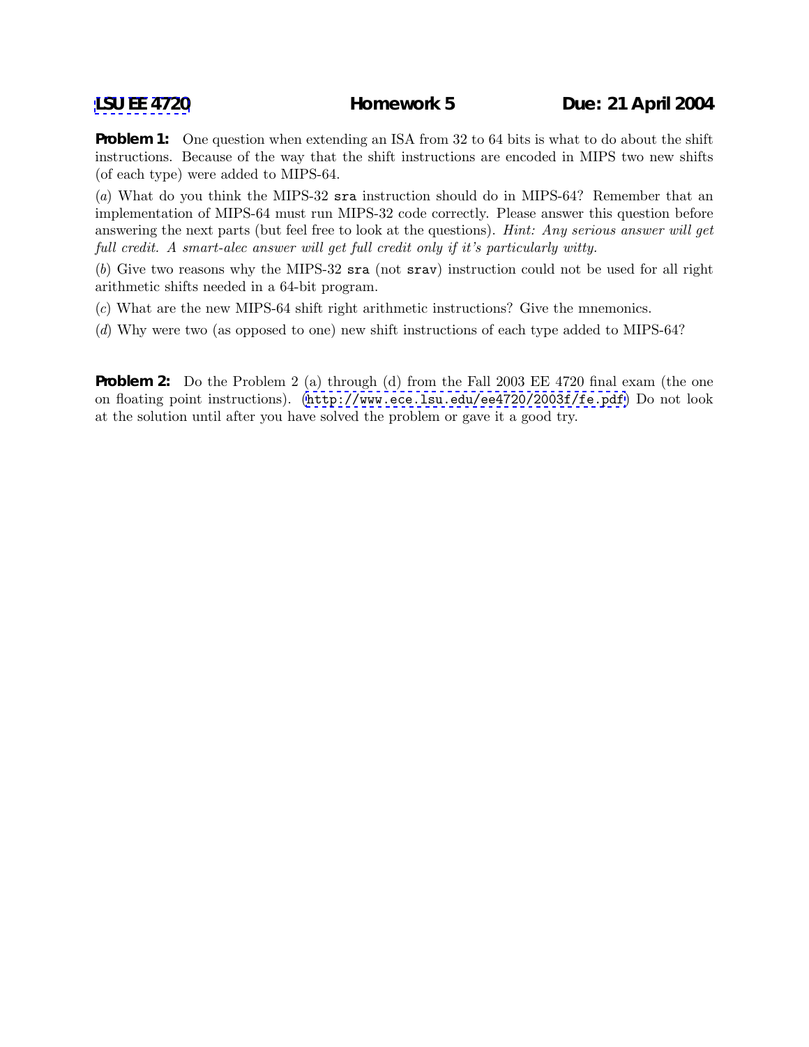**LSU EE 4720** **Homework 5** **Due: 21 April 2004**

**Problem 1:** One question when extending an ISA from 32 to 64 bits is what to do about the shift instructions. Because of the way that the shift instructions are encoded in MIPS two new shifts (of each type) were added to MIPS-64.

(*a*) What do you think the MIPS-32 `sra` instruction should do in MIPS-64? Remember that an implementation of MIPS-64 must run MIPS-32 code correctly. Please answer this question before answering the next parts (but feel free to look at the questions). *Hint: Any serious answer will get full credit. A smart-alec answer will get full credit only if it's particularly witty.*

(*b*) Give two reasons why the MIPS-32 `sra` (not `srav`) instruction could not be used for all right arithmetic shifts needed in a 64-bit program.

(*c*) What are the new MIPS-64 shift right arithmetic instructions? Give the mnemonics.

(*d*) Why were two (as opposed to one) new shift instructions of each type added to MIPS-64?

**Problem 2:** Do the Problem 2 (a) through (d) from the Fall 2003 EE 4720 final exam (the one on floating point instructions). (`http://www.ece.lsu.edu/ee4720/2003f/fe.pdf`) Do not look at the solution until after you have solved the problem or gave it a good try.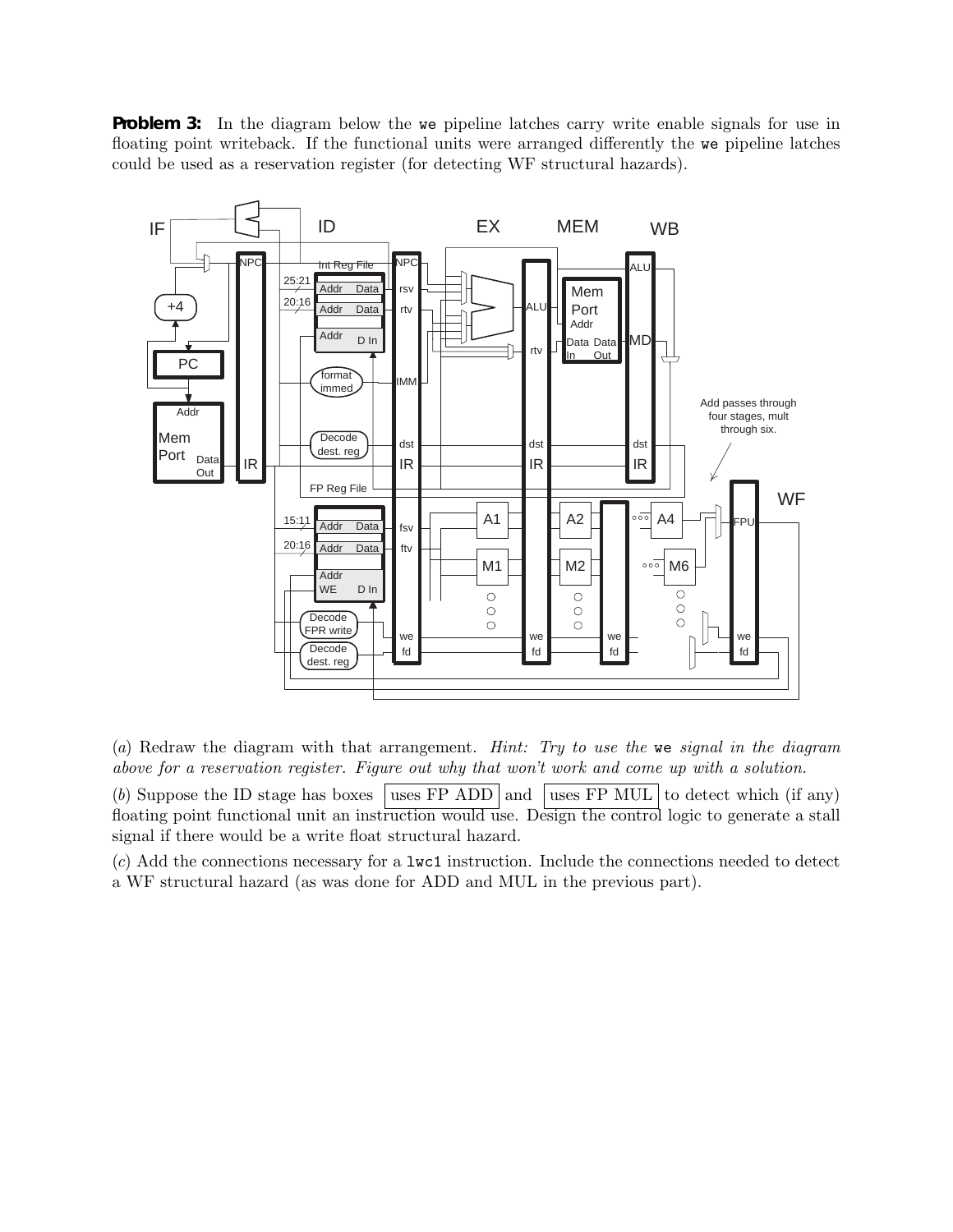**Problem 3:** In the diagram below the `we` pipeline latches carry write enable signals for use in floating point writeback. If the functional units were arranged differently the `we` pipeline latches could be used as a reservation register (for detecting WF structural hazards).

IF
ID
EX
MEM
WB
WF

NPC
Int Reg File
NPC
25:21
Addr Data
rsv
20:16
Addr Data
rtv
+4
Addr
D In
Mem
Port
Addr
ALU
ALU
MD
Data In
Data Out
rtv
PC
format immed
IMM
Addr
Mem
Port
Data Out
IR
Decode dest. reg
dst
dst
dst
IR
IR
IR
FP Reg File
Add passes through four stages, mult through six.
15:11
Addr Data
fsv
20:16
Addr Data
ftv
A1
A2
A4
M1
M2
M6
FPU
Addr
WE D In
Decode FPR write
we
we
we
we
Decode dest. reg
fd
fd
fd
fd

(*a*) Redraw the diagram with that arrangement. *Hint: Try to use the* `we` *signal in the diagram above for a reservation register. Figure out why that won't work and come up with a solution.*

(*b*) Suppose the ID stage has boxes uses FP ADD and uses FP MUL to detect which (if any) floating point functional unit an instruction would use. Design the control logic to generate a stall signal if there would be a write float structural hazard.

(*c*) Add the connections necessary for a `lwc1` instruction. Include the connections needed to detect a WF structural hazard (as was done for ADD and MUL in the previous part).